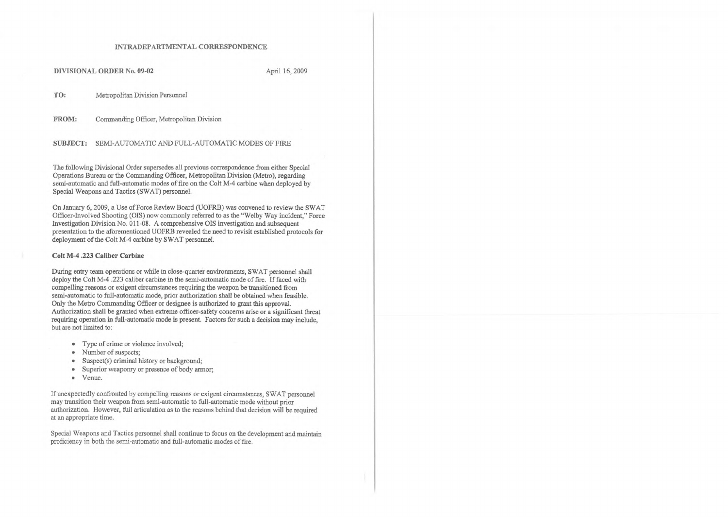INTRADEPARTMENTAL CORRESPONDENCE

**DIVISIONAL ORDER No. 09-02**

April 16, 2009

**TO:** Metropolitan Division Personnel

**FROM:** Commanding Officer, Metropolitan Division

**SUBJECT:** SEMI-AUTOMATIC AND FULL-AUTOMATIC MODES OF FIRE

The following Divisional Order supersedes all previous correspondence from either Special Operations Bureau or the Commanding Officer, Metropolitan Division (Metro), regarding semi-automatic and full-automatic modes of fire on the Colt M-4 carbine when deployed by Special Weapons and Tactics (SWAT) personnel.

On January 6, 2009, a Use of Force Review Board (UOFRB) was convened to review the SWAT Officer-Involved Shooting (OIS) now commonly referred to as the "Welby Way incident," Force Investigation Division No. 011-08. A comprehensive OIS investigation and subsequent presentation to the aforementioned UOFRB revealed the need to revisit established protocols for deployment of the Colt M-4 carbine by SWAT personnel.

**Colt M-4 .223 Caliber Carbine**

During entry team operations or while in close-quarter environments, SWAT personnel shall deploy the Colt M-4 .223 caliber carbine in the semi-automatic mode of fire. If faced with compelling reasons or exigent circumstances requiring the weapon be transitioned from semi-automatic to full-automatic mode, prior authorization shall be obtained when feasible. Only the Metro Commanding Officer or designee is authorized to grant this approval. Authorization shall be granted when extreme officer-safety concerns arise or a significant threat requiring operation in full-automatic mode is present. Factors for such a decision may include, but are not limited to:

- Type of crime or violence involved;
- Number of suspects;
- Suspect(s) criminal history or background;
- Superior weaponry or presence of body armor;
- Venue.

If unexpectedly confronted by compelling reasons or exigent circumstances, SWAT personnel may transition their weapon from semi-automatic to full-automatic mode without prior authorization. However, full articulation as to the reasons behind that decision will be required at an appropriate time.

Special Weapons and Tactics personnel shall continue to focus on the development and maintain proficiency in both the semi-automatic and full-automatic modes of fire.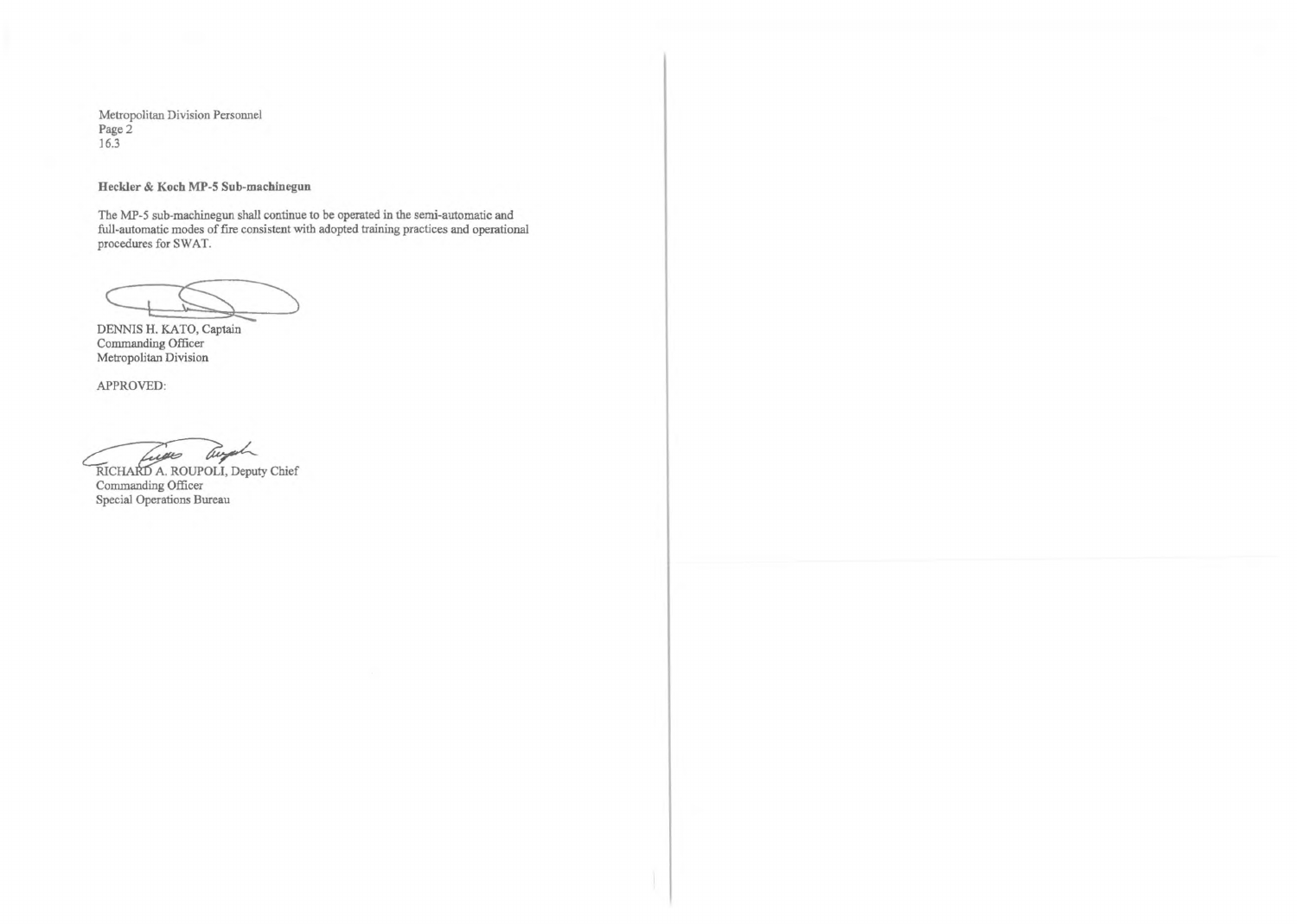Metropolitan Division Personnel
Page 2
16.3

**Heckler & Koch MP-5 Sub-machinegun**

The MP-5 sub-machinegun shall continue to be operated in the semi-automatic and full-automatic modes of fire consistent with adopted training practices and operational procedures for SWAT.

DENNIS H. KATO, Captain
Commanding Officer
Metropolitan Division

APPROVED:

RICHARD A. ROUPOLI, Deputy Chief
Commanding Officer
Special Operations Bureau